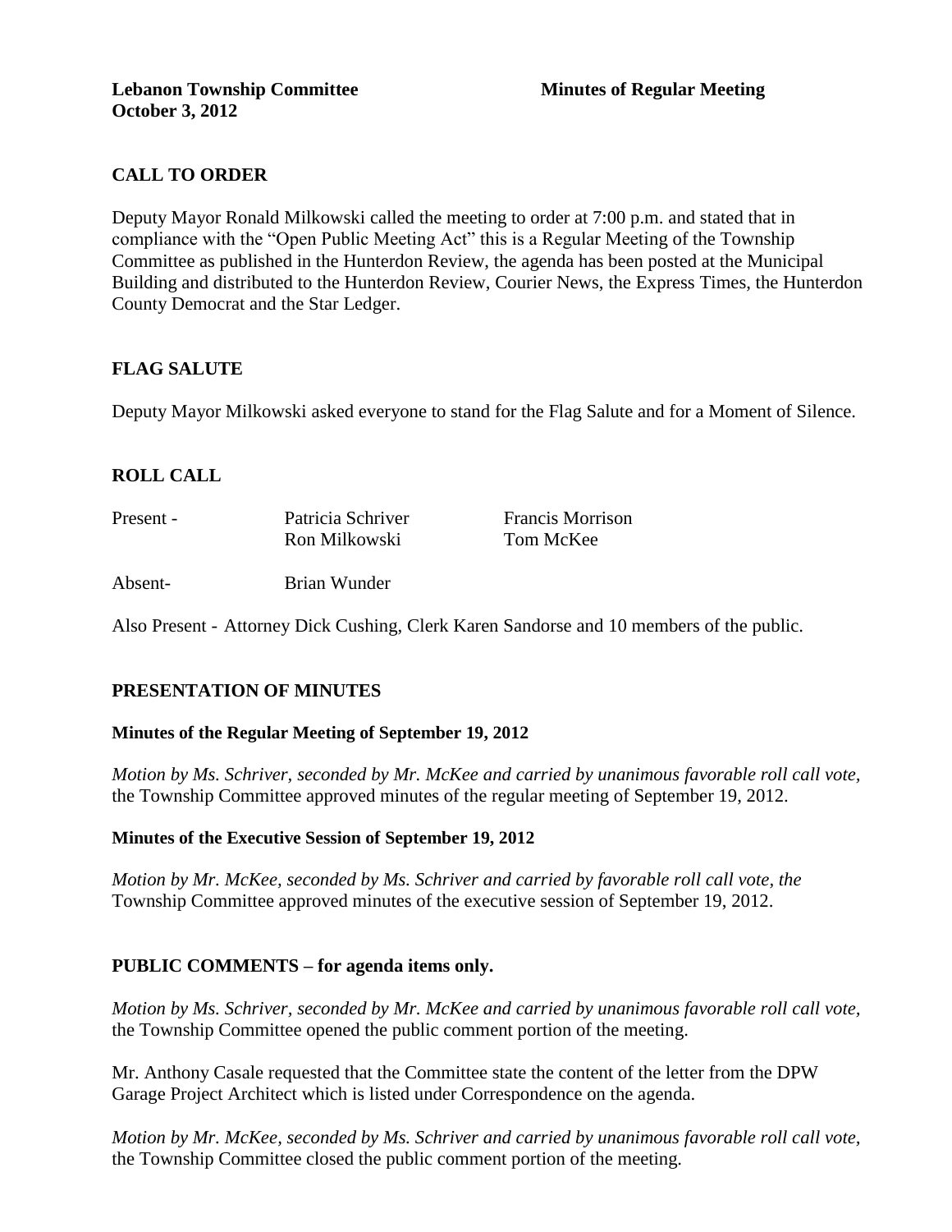**Lebanon Township Committee** **Minutes of Regular Meeting**
**October 3, 2012**

## CALL TO ORDER

Deputy Mayor Ronald Milkowski called the meeting to order at 7:00 p.m. and stated that in compliance with the "Open Public Meeting Act" this is a Regular Meeting of the Township Committee as published in the Hunterdon Review, the agenda has been posted at the Municipal Building and distributed to the Hunterdon Review, Courier News, the Express Times, the Hunterdon County Democrat and the Star Ledger.

## FLAG SALUTE

Deputy Mayor Milkowski asked everyone to stand for the Flag Salute and for a Moment of Silence.

## ROLL CALL

| Present - | Patricia Schriver | Francis Morrison |
|---|---|---|
| | Ron Milkowski | Tom McKee |
| Absent- | Brian Wunder | |

Also Present - Attorney Dick Cushing, Clerk Karen Sandorse and 10 members of the public.

## PRESENTATION OF MINUTES

### Minutes of the Regular Meeting of September 19, 2012

*Motion by Ms. Schriver, seconded by Mr. McKee and carried by unanimous favorable roll call vote,* the Township Committee approved minutes of the regular meeting of September 19, 2012.

### Minutes of the Executive Session of September 19, 2012

*Motion by Mr. McKee, seconded by Ms. Schriver and carried by favorable roll call vote, the* Township Committee approved minutes of the executive session of September 19, 2012.

## PUBLIC COMMENTS – for agenda items only.

*Motion by Ms. Schriver, seconded by Mr. McKee and carried by unanimous favorable roll call vote,* the Township Committee opened the public comment portion of the meeting.

Mr. Anthony Casale requested that the Committee state the content of the letter from the DPW Garage Project Architect which is listed under Correspondence on the agenda.

*Motion by Mr. McKee, seconded by Ms. Schriver and carried by unanimous favorable roll call vote,* the Township Committee closed the public comment portion of the meeting.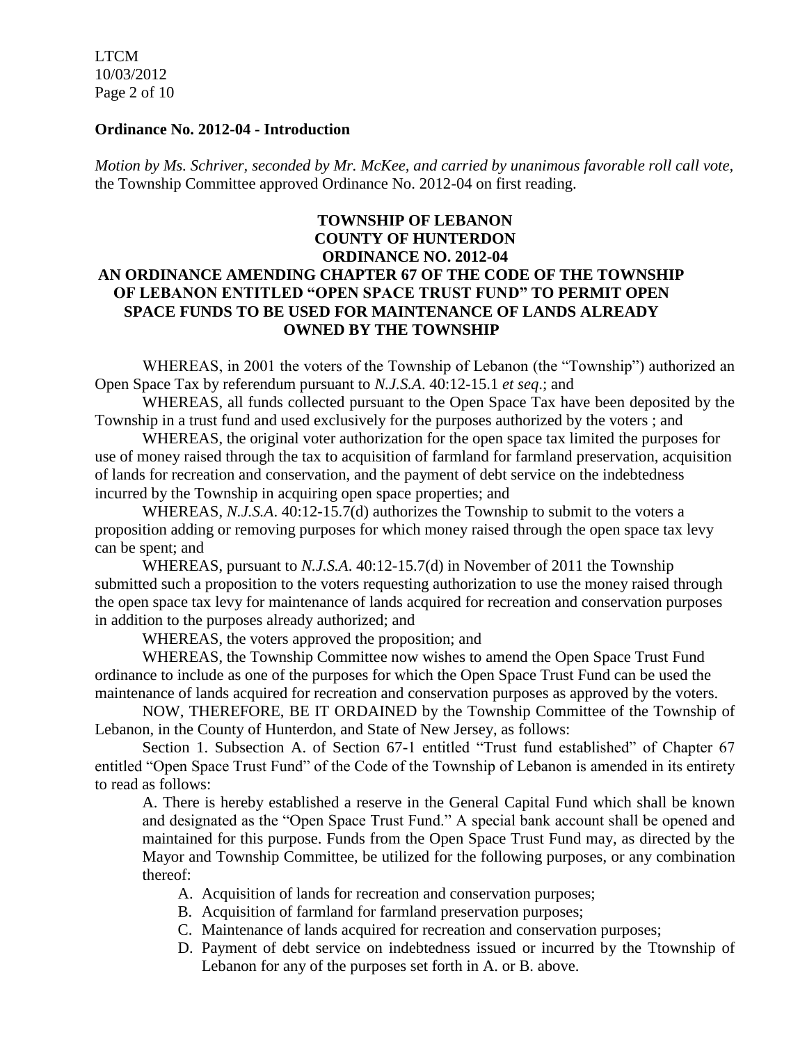**Ordinance No. 2012-04 - Introduction**

*Motion by Ms. Schriver, seconded by Mr. McKee, and carried by unanimous favorable roll call vote,* the Township Committee approved Ordinance No. 2012-04 on first reading.

**TOWNSHIP OF LEBANON**
**COUNTY OF HUNTERDON**
**ORDINANCE NO. 2012-04**
**AN ORDINANCE AMENDING CHAPTER 67 OF THE CODE OF THE TOWNSHIP OF LEBANON ENTITLED "OPEN SPACE TRUST FUND" TO PERMIT OPEN SPACE FUNDS TO BE USED FOR MAINTENANCE OF LANDS ALREADY OWNED BY THE TOWNSHIP**

WHEREAS, in 2001 the voters of the Township of Lebanon (the "Township") authorized an Open Space Tax by referendum pursuant to *N.J.S.A.* 40:12-15.1 *et seq*.; and

WHEREAS, all funds collected pursuant to the Open Space Tax have been deposited by the Township in a trust fund and used exclusively for the purposes authorized by the voters ; and

WHEREAS, the original voter authorization for the open space tax limited the purposes for use of money raised through the tax to acquisition of farmland for farmland preservation, acquisition of lands for recreation and conservation, and the payment of debt service on the indebtedness incurred by the Township in acquiring open space properties; and

WHEREAS, *N.J.S.A.* 40:12-15.7(d) authorizes the Township to submit to the voters a proposition adding or removing purposes for which money raised through the open space tax levy can be spent; and

WHEREAS, pursuant to *N.J.S.A.* 40:12-15.7(d) in November of 2011 the Township submitted such a proposition to the voters requesting authorization to use the money raised through the open space tax levy for maintenance of lands acquired for recreation and conservation purposes in addition to the purposes already authorized; and

WHEREAS, the voters approved the proposition; and

WHEREAS, the Township Committee now wishes to amend the Open Space Trust Fund ordinance to include as one of the purposes for which the Open Space Trust Fund can be used the maintenance of lands acquired for recreation and conservation purposes as approved by the voters.

NOW, THEREFORE, BE IT ORDAINED by the Township Committee of the Township of Lebanon, in the County of Hunterdon, and State of New Jersey, as follows:

Section 1. Subsection A. of Section 67-1 entitled "Trust fund established" of Chapter 67 entitled "Open Space Trust Fund" of the Code of the Township of Lebanon is amended in its entirety to read as follows:

A. There is hereby established a reserve in the General Capital Fund which shall be known and designated as the "Open Space Trust Fund." A special bank account shall be opened and maintained for this purpose. Funds from the Open Space Trust Fund may, as directed by the Mayor and Township Committee, be utilized for the following purposes, or any combination thereof:

A. Acquisition of lands for recreation and conservation purposes;
B. Acquisition of farmland for farmland preservation purposes;
C. Maintenance of lands acquired for recreation and conservation purposes;
D. Payment of debt service on indebtedness issued or incurred by the Ttownship of Lebanon for any of the purposes set forth in A. or B. above.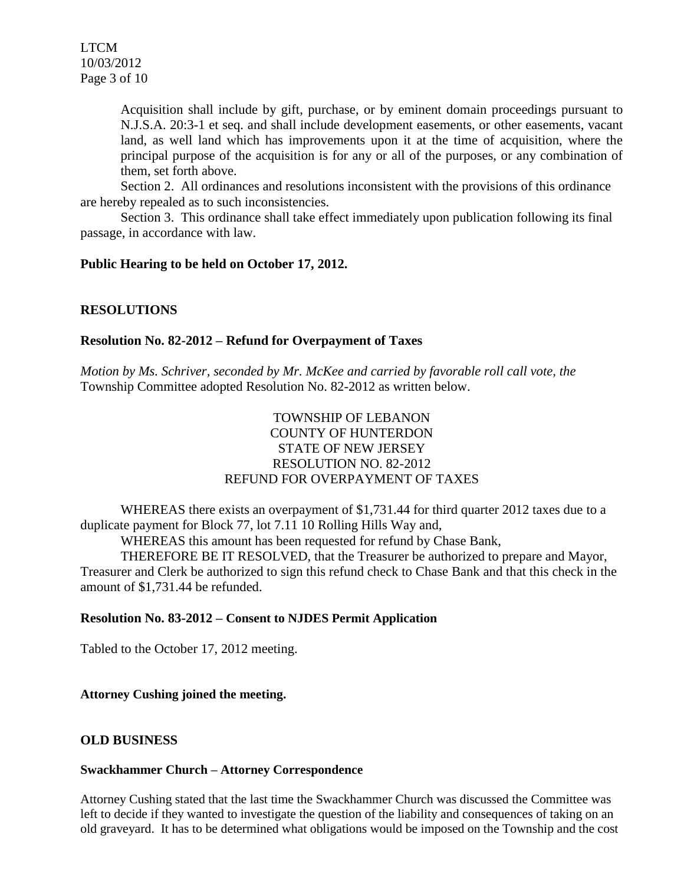Acquisition shall include by gift, purchase, or by eminent domain proceedings pursuant to N.J.S.A. 20:3-1 et seq. and shall include development easements, or other easements, vacant land, as well land which has improvements upon it at the time of acquisition, where the principal purpose of the acquisition is for any or all of the purposes, or any combination of them, set forth above.

Section 2. All ordinances and resolutions inconsistent with the provisions of this ordinance are hereby repealed as to such inconsistencies.

Section 3. This ordinance shall take effect immediately upon publication following its final passage, in accordance with law.

**Public Hearing to be held on October 17, 2012.**

**RESOLUTIONS**

**Resolution No. 82-2012 – Refund for Overpayment of Taxes**

*Motion by Ms. Schriver, seconded by Mr. McKee and carried by favorable roll call vote, the* Township Committee adopted Resolution No. 82-2012 as written below.

TOWNSHIP OF LEBANON
COUNTY OF HUNTERDON
STATE OF NEW JERSEY
RESOLUTION NO. 82-2012
REFUND FOR OVERPAYMENT OF TAXES

WHEREAS there exists an overpayment of $1,731.44 for third quarter 2012 taxes due to a duplicate payment for Block 77, lot 7.11 10 Rolling Hills Way and,

WHEREAS this amount has been requested for refund by Chase Bank,

THEREFORE BE IT RESOLVED, that the Treasurer be authorized to prepare and Mayor, Treasurer and Clerk be authorized to sign this refund check to Chase Bank and that this check in the amount of $1,731.44 be refunded.

**Resolution No. 83-2012 – Consent to NJDES Permit Application**

Tabled to the October 17, 2012 meeting.

**Attorney Cushing joined the meeting.**

**OLD BUSINESS**

**Swackhammer Church – Attorney Correspondence**

Attorney Cushing stated that the last time the Swackhammer Church was discussed the Committee was left to decide if they wanted to investigate the question of the liability and consequences of taking on an old graveyard. It has to be determined what obligations would be imposed on the Township and the cost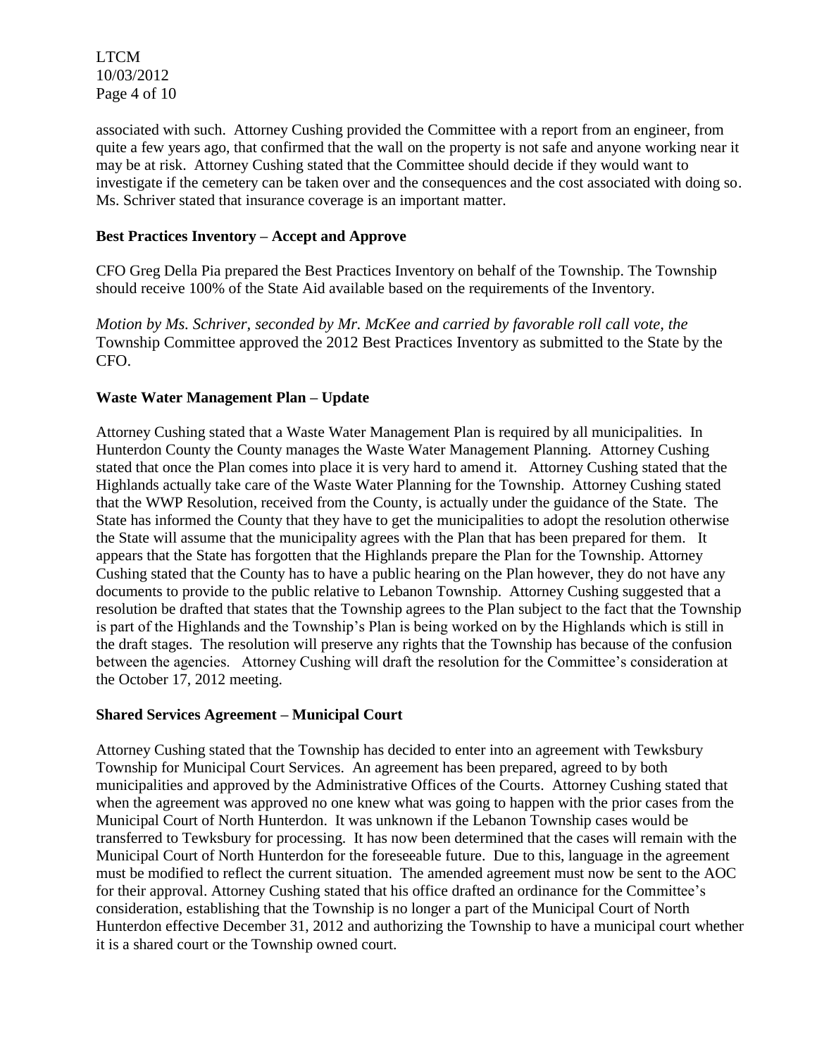associated with such. Attorney Cushing provided the Committee with a report from an engineer, from quite a few years ago, that confirmed that the wall on the property is not safe and anyone working near it may be at risk. Attorney Cushing stated that the Committee should decide if they would want to investigate if the cemetery can be taken over and the consequences and the cost associated with doing so. Ms. Schriver stated that insurance coverage is an important matter.

**Best Practices Inventory – Accept and Approve**

CFO Greg Della Pia prepared the Best Practices Inventory on behalf of the Township. The Township should receive 100% of the State Aid available based on the requirements of the Inventory.

*Motion by Ms. Schriver, seconded by Mr. McKee and carried by favorable roll call vote, the* Township Committee approved the 2012 Best Practices Inventory as submitted to the State by the CFO.

**Waste Water Management Plan – Update**

Attorney Cushing stated that a Waste Water Management Plan is required by all municipalities. In Hunterdon County the County manages the Waste Water Management Planning. Attorney Cushing stated that once the Plan comes into place it is very hard to amend it. Attorney Cushing stated that the Highlands actually take care of the Waste Water Planning for the Township. Attorney Cushing stated that the WWP Resolution, received from the County, is actually under the guidance of the State. The State has informed the County that they have to get the municipalities to adopt the resolution otherwise the State will assume that the municipality agrees with the Plan that has been prepared for them. It appears that the State has forgotten that the Highlands prepare the Plan for the Township. Attorney Cushing stated that the County has to have a public hearing on the Plan however, they do not have any documents to provide to the public relative to Lebanon Township. Attorney Cushing suggested that a resolution be drafted that states that the Township agrees to the Plan subject to the fact that the Township is part of the Highlands and the Township's Plan is being worked on by the Highlands which is still in the draft stages. The resolution will preserve any rights that the Township has because of the confusion between the agencies. Attorney Cushing will draft the resolution for the Committee's consideration at the October 17, 2012 meeting.

**Shared Services Agreement – Municipal Court**

Attorney Cushing stated that the Township has decided to enter into an agreement with Tewksbury Township for Municipal Court Services. An agreement has been prepared, agreed to by both municipalities and approved by the Administrative Offices of the Courts. Attorney Cushing stated that when the agreement was approved no one knew what was going to happen with the prior cases from the Municipal Court of North Hunterdon. It was unknown if the Lebanon Township cases would be transferred to Tewksbury for processing. It has now been determined that the cases will remain with the Municipal Court of North Hunterdon for the foreseeable future. Due to this, language in the agreement must be modified to reflect the current situation. The amended agreement must now be sent to the AOC for their approval. Attorney Cushing stated that his office drafted an ordinance for the Committee's consideration, establishing that the Township is no longer a part of the Municipal Court of North Hunterdon effective December 31, 2012 and authorizing the Township to have a municipal court whether it is a shared court or the Township owned court.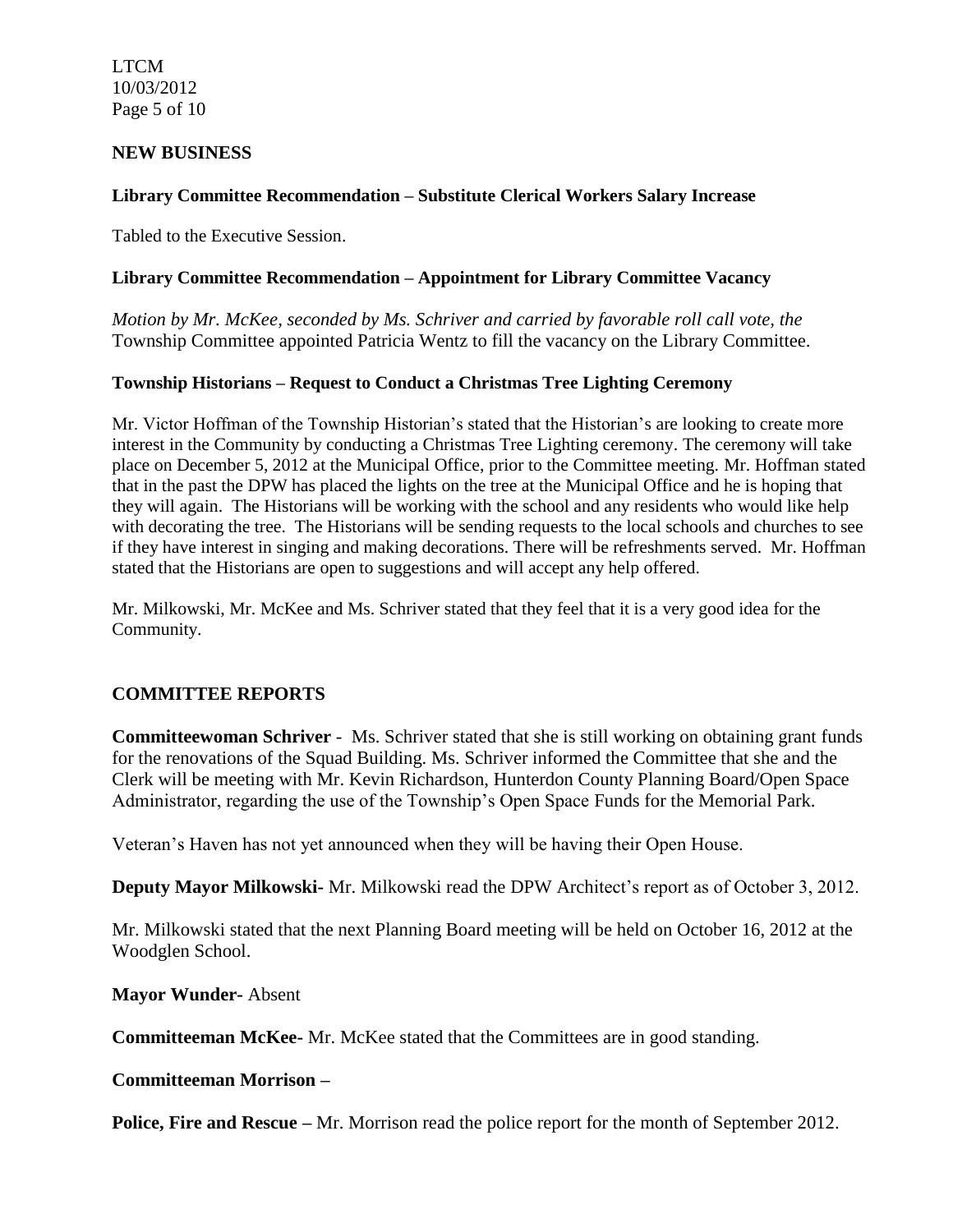## NEW BUSINESS

**Library Committee Recommendation – Substitute Clerical Workers Salary Increase**

Tabled to the Executive Session.

**Library Committee Recommendation – Appointment for Library Committee Vacancy**

*Motion by Mr. McKee, seconded by Ms. Schriver and carried by favorable roll call vote, the* Township Committee appointed Patricia Wentz to fill the vacancy on the Library Committee.

**Township Historians – Request to Conduct a Christmas Tree Lighting Ceremony**

Mr. Victor Hoffman of the Township Historian's stated that the Historian's are looking to create more interest in the Community by conducting a Christmas Tree Lighting ceremony. The ceremony will take place on December 5, 2012 at the Municipal Office, prior to the Committee meeting. Mr. Hoffman stated that in the past the DPW has placed the lights on the tree at the Municipal Office and he is hoping that they will again. The Historians will be working with the school and any residents who would like help with decorating the tree. The Historians will be sending requests to the local schools and churches to see if they have interest in singing and making decorations. There will be refreshments served. Mr. Hoffman stated that the Historians are open to suggestions and will accept any help offered.

Mr. Milkowski, Mr. McKee and Ms. Schriver stated that they feel that it is a very good idea for the Community.

## COMMITTEE REPORTS

**Committeewoman Schriver** - Ms. Schriver stated that she is still working on obtaining grant funds for the renovations of the Squad Building. Ms. Schriver informed the Committee that she and the Clerk will be meeting with Mr. Kevin Richardson, Hunterdon County Planning Board/Open Space Administrator, regarding the use of the Township's Open Space Funds for the Memorial Park.

Veteran's Haven has not yet announced when they will be having their Open House.

**Deputy Mayor Milkowski-** Mr. Milkowski read the DPW Architect's report as of October 3, 2012.

Mr. Milkowski stated that the next Planning Board meeting will be held on October 16, 2012 at the Woodglen School.

**Mayor Wunder-** Absent

**Committeeman McKee-** Mr. McKee stated that the Committees are in good standing.

**Committeeman Morrison –**

**Police, Fire and Rescue –** Mr. Morrison read the police report for the month of September 2012.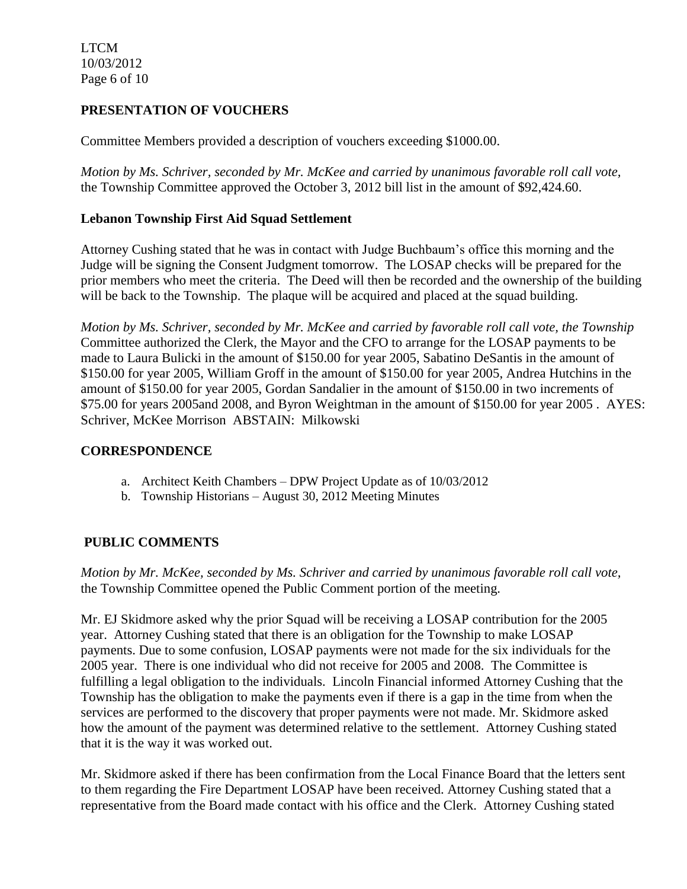## PRESENTATION OF VOUCHERS

Committee Members provided a description of vouchers exceeding $1000.00.

*Motion by Ms. Schriver, seconded by Mr. McKee and carried by unanimous favorable roll call vote,* the Township Committee approved the October 3, 2012 bill list in the amount of $92,424.60.

### Lebanon Township First Aid Squad Settlement

Attorney Cushing stated that he was in contact with Judge Buchbaum's office this morning and the Judge will be signing the Consent Judgment tomorrow. The LOSAP checks will be prepared for the prior members who meet the criteria. The Deed will then be recorded and the ownership of the building will be back to the Township. The plaque will be acquired and placed at the squad building.

*Motion by Ms. Schriver, seconded by Mr. McKee and carried by favorable roll call vote, the Township* Committee authorized the Clerk, the Mayor and the CFO to arrange for the LOSAP payments to be made to Laura Bulicki in the amount of $150.00 for year 2005, Sabatino DeSantis in the amount of $150.00 for year 2005, William Groff in the amount of $150.00 for year 2005, Andrea Hutchins in the amount of $150.00 for year 2005, Gordan Sandalier in the amount of $150.00 in two increments of $75.00 for years 2005and 2008, and Byron Weightman in the amount of $150.00 for year 2005 . AYES: Schriver, McKee Morrison ABSTAIN: Milkowski

## CORRESPONDENCE

a. Architect Keith Chambers – DPW Project Update as of 10/03/2012
b. Township Historians – August 30, 2012 Meeting Minutes

## PUBLIC COMMENTS

*Motion by Mr. McKee, seconded by Ms. Schriver and carried by unanimous favorable roll call vote,* the Township Committee opened the Public Comment portion of the meeting.

Mr. EJ Skidmore asked why the prior Squad will be receiving a LOSAP contribution for the 2005 year. Attorney Cushing stated that there is an obligation for the Township to make LOSAP payments. Due to some confusion, LOSAP payments were not made for the six individuals for the 2005 year. There is one individual who did not receive for 2005 and 2008. The Committee is fulfilling a legal obligation to the individuals. Lincoln Financial informed Attorney Cushing that the Township has the obligation to make the payments even if there is a gap in the time from when the services are performed to the discovery that proper payments were not made. Mr. Skidmore asked how the amount of the payment was determined relative to the settlement. Attorney Cushing stated that it is the way it was worked out.

Mr. Skidmore asked if there has been confirmation from the Local Finance Board that the letters sent to them regarding the Fire Department LOSAP have been received. Attorney Cushing stated that a representative from the Board made contact with his office and the Clerk. Attorney Cushing stated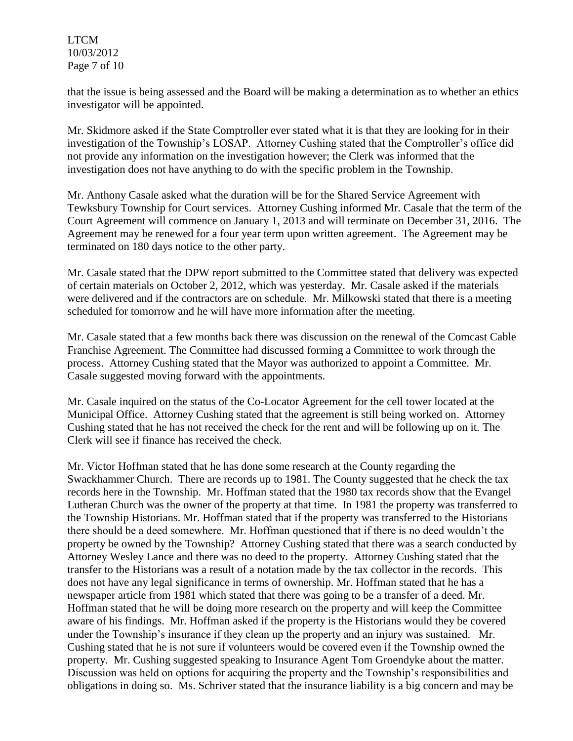that the issue is being assessed and the Board will be making a determination as to whether an ethics investigator will be appointed.

Mr. Skidmore asked if the State Comptroller ever stated what it is that they are looking for in their investigation of the Township's LOSAP. Attorney Cushing stated that the Comptroller's office did not provide any information on the investigation however; the Clerk was informed that the investigation does not have anything to do with the specific problem in the Township.

Mr. Anthony Casale asked what the duration will be for the Shared Service Agreement with Tewksbury Township for Court services. Attorney Cushing informed Mr. Casale that the term of the Court Agreement will commence on January 1, 2013 and will terminate on December 31, 2016. The Agreement may be renewed for a four year term upon written agreement. The Agreement may be terminated on 180 days notice to the other party.

Mr. Casale stated that the DPW report submitted to the Committee stated that delivery was expected of certain materials on October 2, 2012, which was yesterday. Mr. Casale asked if the materials were delivered and if the contractors are on schedule. Mr. Milkowski stated that there is a meeting scheduled for tomorrow and he will have more information after the meeting.

Mr. Casale stated that a few months back there was discussion on the renewal of the Comcast Cable Franchise Agreement. The Committee had discussed forming a Committee to work through the process. Attorney Cushing stated that the Mayor was authorized to appoint a Committee. Mr. Casale suggested moving forward with the appointments.

Mr. Casale inquired on the status of the Co-Locator Agreement for the cell tower located at the Municipal Office. Attorney Cushing stated that the agreement is still being worked on. Attorney Cushing stated that he has not received the check for the rent and will be following up on it. The Clerk will see if finance has received the check.

Mr. Victor Hoffman stated that he has done some research at the County regarding the Swackhammer Church. There are records up to 1981. The County suggested that he check the tax records here in the Township. Mr. Hoffman stated that the 1980 tax records show that the Evangel Lutheran Church was the owner of the property at that time. In 1981 the property was transferred to the Township Historians. Mr. Hoffman stated that if the property was transferred to the Historians there should be a deed somewhere. Mr. Hoffman questioned that if there is no deed wouldn't the property be owned by the Township? Attorney Cushing stated that there was a search conducted by Attorney Wesley Lance and there was no deed to the property. Attorney Cushing stated that the transfer to the Historians was a result of a notation made by the tax collector in the records. This does not have any legal significance in terms of ownership. Mr. Hoffman stated that he has a newspaper article from 1981 which stated that there was going to be a transfer of a deed. Mr. Hoffman stated that he will be doing more research on the property and will keep the Committee aware of his findings. Mr. Hoffman asked if the property is the Historians would they be covered under the Township's insurance if they clean up the property and an injury was sustained. Mr. Cushing stated that he is not sure if volunteers would be covered even if the Township owned the property. Mr. Cushing suggested speaking to Insurance Agent Tom Groendyke about the matter. Discussion was held on options for acquiring the property and the Township's responsibilities and obligations in doing so. Ms. Schriver stated that the insurance liability is a big concern and may be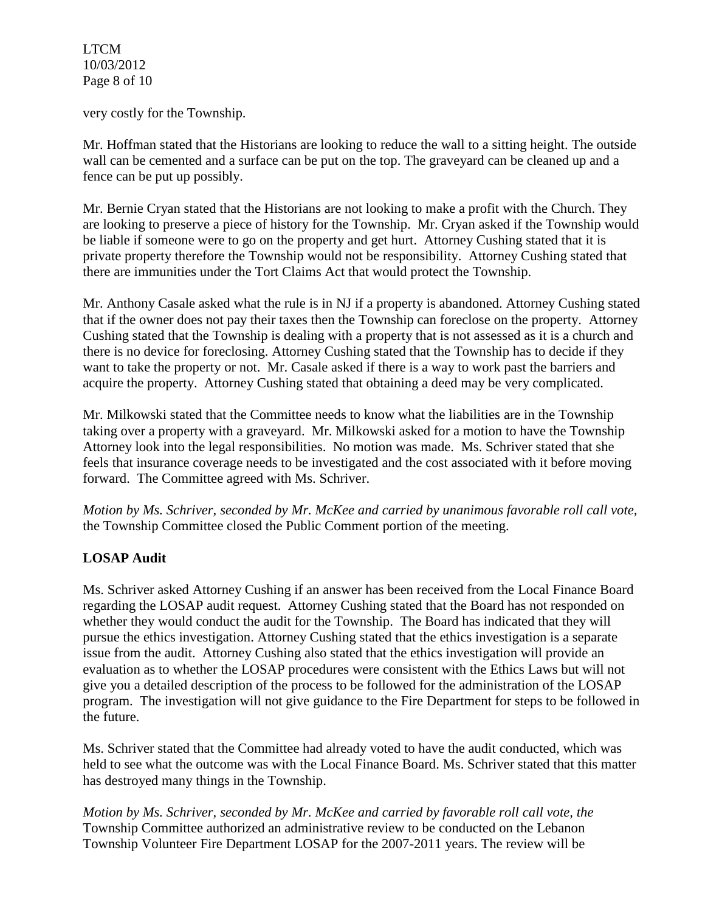very costly for the Township.

Mr. Hoffman stated that the Historians are looking to reduce the wall to a sitting height. The outside wall can be cemented and a surface can be put on the top. The graveyard can be cleaned up and a fence can be put up possibly.

Mr. Bernie Cryan stated that the Historians are not looking to make a profit with the Church. They are looking to preserve a piece of history for the Township. Mr. Cryan asked if the Township would be liable if someone were to go on the property and get hurt. Attorney Cushing stated that it is private property therefore the Township would not be responsibility. Attorney Cushing stated that there are immunities under the Tort Claims Act that would protect the Township.

Mr. Anthony Casale asked what the rule is in NJ if a property is abandoned. Attorney Cushing stated that if the owner does not pay their taxes then the Township can foreclose on the property. Attorney Cushing stated that the Township is dealing with a property that is not assessed as it is a church and there is no device for foreclosing. Attorney Cushing stated that the Township has to decide if they want to take the property or not. Mr. Casale asked if there is a way to work past the barriers and acquire the property. Attorney Cushing stated that obtaining a deed may be very complicated.

Mr. Milkowski stated that the Committee needs to know what the liabilities are in the Township taking over a property with a graveyard. Mr. Milkowski asked for a motion to have the Township Attorney look into the legal responsibilities. No motion was made. Ms. Schriver stated that she feels that insurance coverage needs to be investigated and the cost associated with it before moving forward. The Committee agreed with Ms. Schriver.

*Motion by Ms. Schriver, seconded by Mr. McKee and carried by unanimous favorable roll call vote,* the Township Committee closed the Public Comment portion of the meeting.

**LOSAP Audit**

Ms. Schriver asked Attorney Cushing if an answer has been received from the Local Finance Board regarding the LOSAP audit request. Attorney Cushing stated that the Board has not responded on whether they would conduct the audit for the Township. The Board has indicated that they will pursue the ethics investigation. Attorney Cushing stated that the ethics investigation is a separate issue from the audit. Attorney Cushing also stated that the ethics investigation will provide an evaluation as to whether the LOSAP procedures were consistent with the Ethics Laws but will not give you a detailed description of the process to be followed for the administration of the LOSAP program. The investigation will not give guidance to the Fire Department for steps to be followed in the future.

Ms. Schriver stated that the Committee had already voted to have the audit conducted, which was held to see what the outcome was with the Local Finance Board. Ms. Schriver stated that this matter has destroyed many things in the Township.

*Motion by Ms. Schriver, seconded by Mr. McKee and carried by favorable roll call vote, the* Township Committee authorized an administrative review to be conducted on the Lebanon Township Volunteer Fire Department LOSAP for the 2007-2011 years. The review will be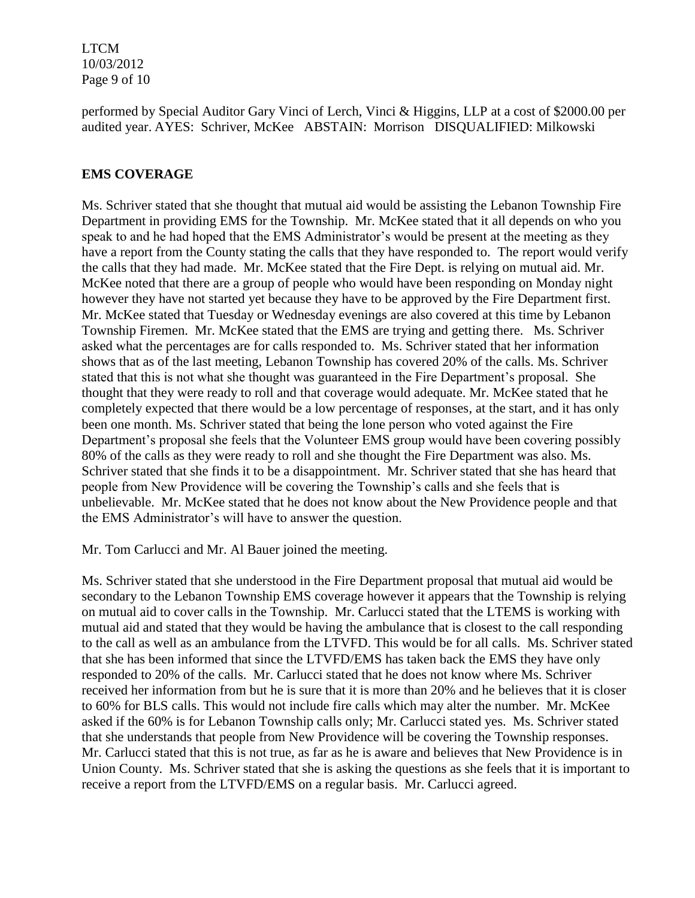performed by Special Auditor Gary Vinci of Lerch, Vinci & Higgins, LLP at a cost of $2000.00 per audited year. AYES: Schriver, McKee ABSTAIN: Morrison DISQUALIFIED: Milkowski

## EMS COVERAGE

Ms. Schriver stated that she thought that mutual aid would be assisting the Lebanon Township Fire Department in providing EMS for the Township. Mr. McKee stated that it all depends on who you speak to and he had hoped that the EMS Administrator's would be present at the meeting as they have a report from the County stating the calls that they have responded to. The report would verify the calls that they had made. Mr. McKee stated that the Fire Dept. is relying on mutual aid. Mr. McKee noted that there are a group of people who would have been responding on Monday night however they have not started yet because they have to be approved by the Fire Department first. Mr. McKee stated that Tuesday or Wednesday evenings are also covered at this time by Lebanon Township Firemen. Mr. McKee stated that the EMS are trying and getting there. Ms. Schriver asked what the percentages are for calls responded to. Ms. Schriver stated that her information shows that as of the last meeting, Lebanon Township has covered 20% of the calls. Ms. Schriver stated that this is not what she thought was guaranteed in the Fire Department's proposal. She thought that they were ready to roll and that coverage would adequate. Mr. McKee stated that he completely expected that there would be a low percentage of responses, at the start, and it has only been one month. Ms. Schriver stated that being the lone person who voted against the Fire Department's proposal she feels that the Volunteer EMS group would have been covering possibly 80% of the calls as they were ready to roll and she thought the Fire Department was also. Ms. Schriver stated that she finds it to be a disappointment. Mr. Schriver stated that she has heard that people from New Providence will be covering the Township's calls and she feels that is unbelievable. Mr. McKee stated that he does not know about the New Providence people and that the EMS Administrator's will have to answer the question.

Mr. Tom Carlucci and Mr. Al Bauer joined the meeting.

Ms. Schriver stated that she understood in the Fire Department proposal that mutual aid would be secondary to the Lebanon Township EMS coverage however it appears that the Township is relying on mutual aid to cover calls in the Township. Mr. Carlucci stated that the LTEMS is working with mutual aid and stated that they would be having the ambulance that is closest to the call responding to the call as well as an ambulance from the LTVFD. This would be for all calls. Ms. Schriver stated that she has been informed that since the LTVFD/EMS has taken back the EMS they have only responded to 20% of the calls. Mr. Carlucci stated that he does not know where Ms. Schriver received her information from but he is sure that it is more than 20% and he believes that it is closer to 60% for BLS calls. This would not include fire calls which may alter the number. Mr. McKee asked if the 60% is for Lebanon Township calls only; Mr. Carlucci stated yes. Ms. Schriver stated that she understands that people from New Providence will be covering the Township responses. Mr. Carlucci stated that this is not true, as far as he is aware and believes that New Providence is in Union County. Ms. Schriver stated that she is asking the questions as she feels that it is important to receive a report from the LTVFD/EMS on a regular basis. Mr. Carlucci agreed.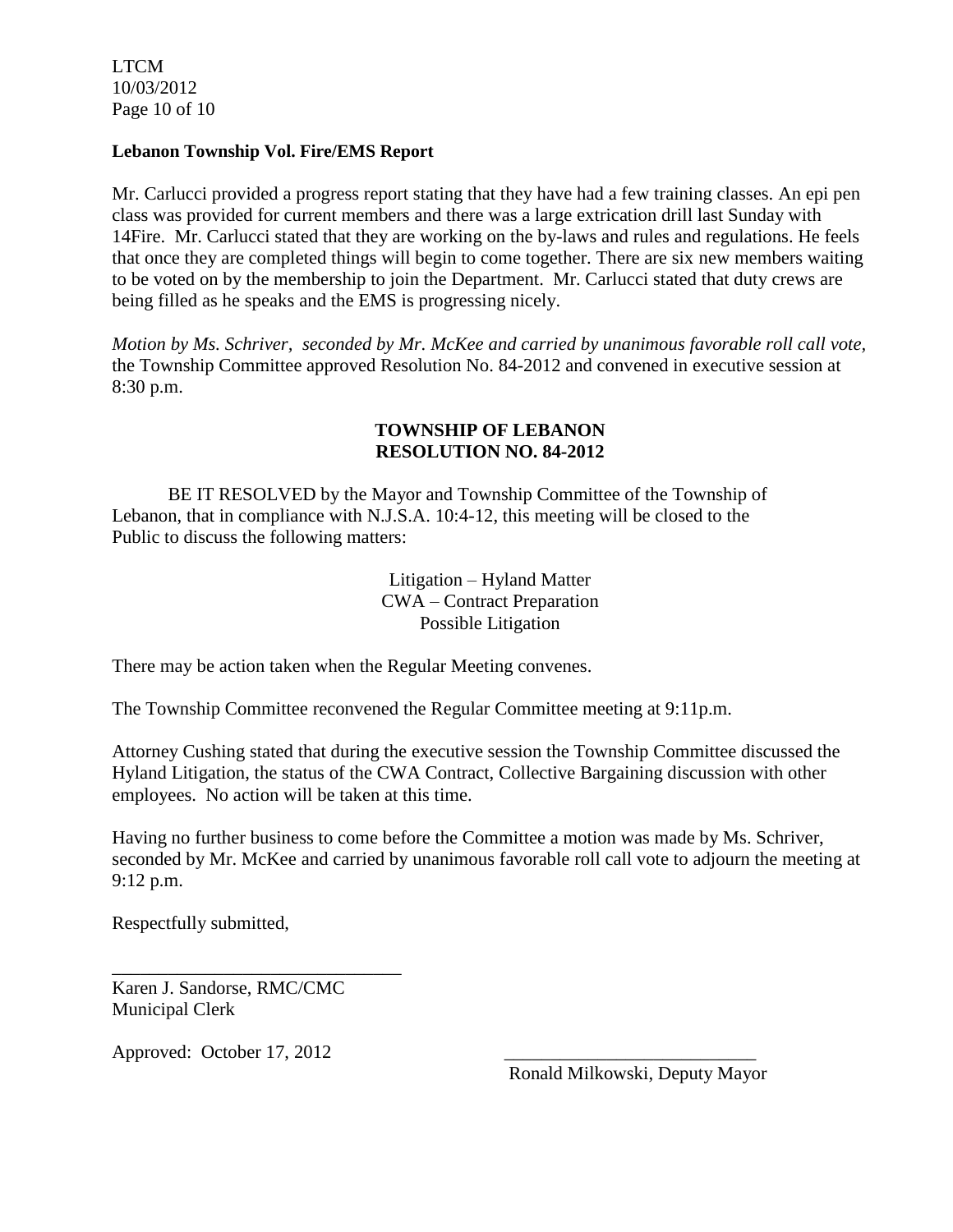**Lebanon Township Vol. Fire/EMS Report**

Mr. Carlucci provided a progress report stating that they have had a few training classes. An epi pen class was provided for current members and there was a large extrication drill last Sunday with 14Fire. Mr. Carlucci stated that they are working on the by-laws and rules and regulations. He feels that once they are completed things will begin to come together. There are six new members waiting to be voted on by the membership to join the Department. Mr. Carlucci stated that duty crews are being filled as he speaks and the EMS is progressing nicely.

*Motion by Ms. Schriver, seconded by Mr. McKee and carried by unanimous favorable roll call vote,* the Township Committee approved Resolution No. 84-2012 and convened in executive session at 8:30 p.m.

**TOWNSHIP OF LEBANON**
**RESOLUTION NO. 84-2012**

BE IT RESOLVED by the Mayor and Township Committee of the Township of Lebanon, that in compliance with N.J.S.A. 10:4-12, this meeting will be closed to the Public to discuss the following matters:

Litigation – Hyland Matter
CWA – Contract Preparation
Possible Litigation

There may be action taken when the Regular Meeting convenes.

The Township Committee reconvened the Regular Committee meeting at 9:11p.m.

Attorney Cushing stated that during the executive session the Township Committee discussed the Hyland Litigation, the status of the CWA Contract, Collective Bargaining discussion with other employees. No action will be taken at this time.

Having no further business to come before the Committee a motion was made by Ms. Schriver, seconded by Mr. McKee and carried by unanimous favorable roll call vote to adjourn the meeting at 9:12 p.m.

Respectfully submitted,

\_\_\_\_\_\_\_\_\_\_\_\_\_\_\_\_\_\_\_\_\_\_\_\_\_\_\_\_\_\_
Karen J. Sandorse, RMC/CMC
Municipal Clerk

Approved: October 17, 2012

\_\_\_\_\_\_\_\_\_\_\_\_\_\_\_\_\_\_\_\_\_\_\_\_\_\_\_\_\_\_
Ronald Milkowski, Deputy Mayor